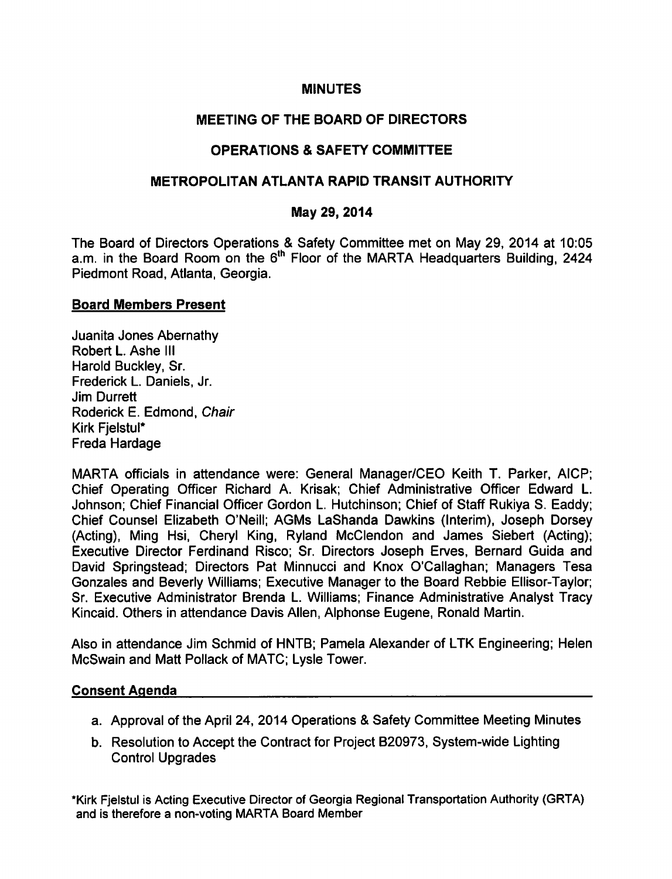# MINUTES

## MEETING OF THE BOARD OF DIRECTORS

## OPERATIONS & SAFETY COMMITTEE

## METROPOLITAN ATLANTA RAPID TRANSIT AUTHORITY

## May 29, 2014

The Board of Directors Operations & Safety Committee met on May 29, 2014 at 10:05 a.m. in the Board Room on the 6th Floor of the MARTA Headquarters Building, 2424 Piedmont Road, Atlanta, Georgia.

### Board Members Present

Juanita Jones Abernathy
Robert L. Ashe III
Harold Buckley, Sr.
Frederick L. Daniels, Jr.
Jim Durrett
Roderick E. Edmond, *Chair*
Kirk Fjelstul*
Freda Hardage

MARTA officials in attendance were: General Manager/CEO Keith T. Parker, AICP; Chief Operating Officer Richard A. Krisak; Chief Administrative Officer Edward L. Johnson; Chief Financial Officer Gordon L. Hutchinson; Chief of Staff Rukiya S. Eaddy; Chief Counsel Elizabeth O'Neill; AGMs LaShanda Dawkins (Interim), Joseph Dorsey (Acting), Ming Hsi, Cheryl King, Ryland McClendon and James Siebert (Acting); Executive Director Ferdinand Risco; Sr. Directors Joseph Erves, Bernard Guida and David Springstead; Directors Pat Minnucci and Knox O'Callaghan; Managers Tesa Gonzales and Beverly Williams; Executive Manager to the Board Rebbie Ellisor-Taylor; Sr. Executive Administrator Brenda L. Williams; Finance Administrative Analyst Tracy Kincaid. Others in attendance Davis Allen, Alphonse Eugene, Ronald Martin.

Also in attendance Jim Schmid of HNTB; Pamela Alexander of LTK Engineering; Helen McSwain and Matt Pollack of MATC; Lysle Tower.

### Consent Agenda

a. Approval of the April 24, 2014 Operations & Safety Committee Meeting Minutes
b. Resolution to Accept the Contract for Project B20973, System-wide Lighting Control Upgrades

*Kirk Fjelstul is Acting Executive Director of Georgia Regional Transportation Authority (GRTA) and is therefore a non-voting MARTA Board Member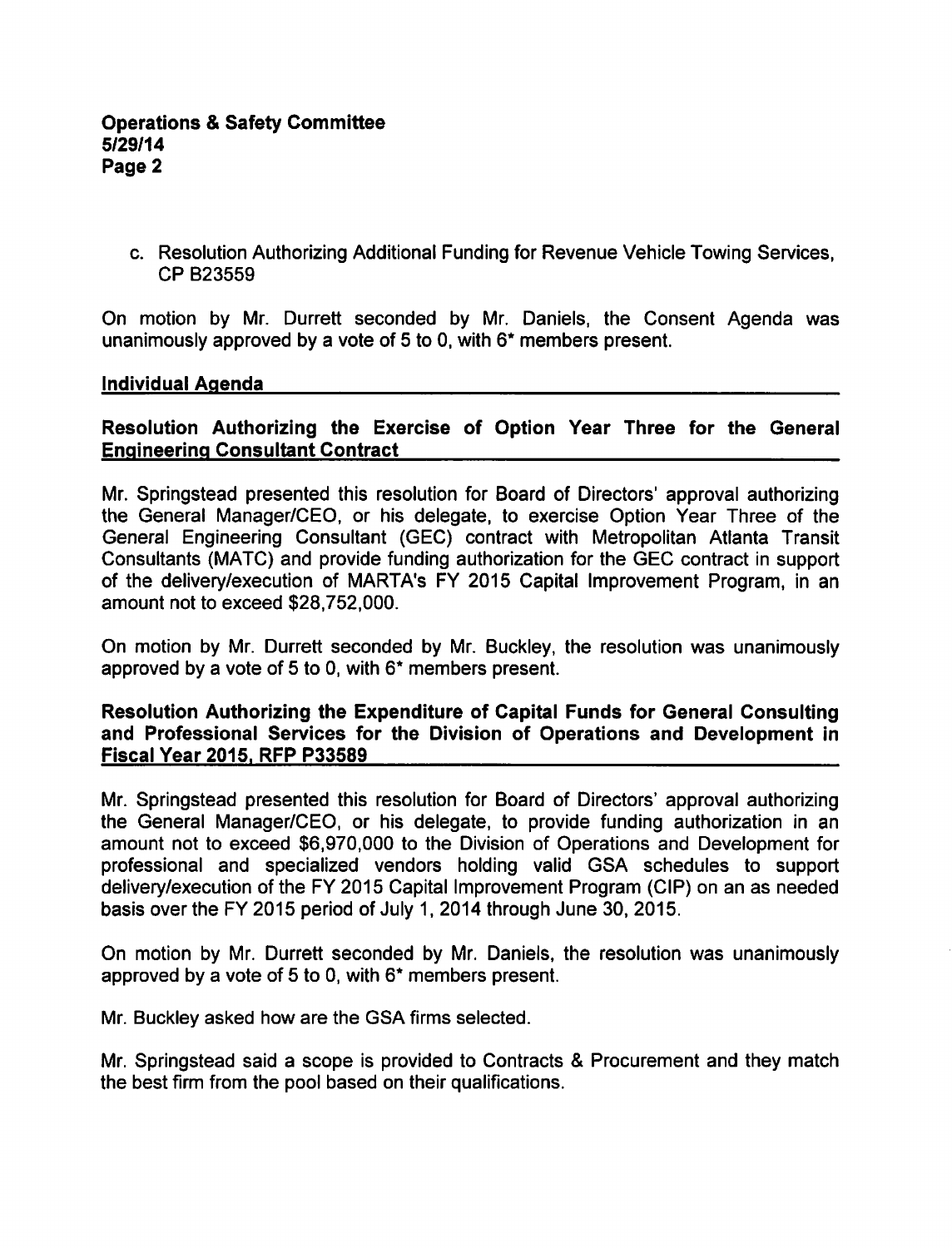c. Resolution Authorizing Additional Funding for Revenue Vehicle Towing Services, CP B23559

On motion by Mr. Durrett seconded by Mr. Daniels, the Consent Agenda was unanimously approved by a vote of 5 to 0, with 6* members present.

## Individual Agenda

### Resolution Authorizing the Exercise of Option Year Three for the General Engineering Consultant Contract

Mr. Springstead presented this resolution for Board of Directors' approval authorizing the General Manager/CEO, or his delegate, to exercise Option Year Three of the General Engineering Consultant (GEC) contract with Metropolitan Atlanta Transit Consultants (MATC) and provide funding authorization for the GEC contract in support of the delivery/execution of MARTA's FY 2015 Capital Improvement Program, in an amount not to exceed $28,752,000.

On motion by Mr. Durrett seconded by Mr. Buckley, the resolution was unanimously approved by a vote of 5 to 0, with 6* members present.

### Resolution Authorizing the Expenditure of Capital Funds for General Consulting and Professional Services for the Division of Operations and Development in Fiscal Year 2015, RFP P33589

Mr. Springstead presented this resolution for Board of Directors' approval authorizing the General Manager/CEO, or his delegate, to provide funding authorization in an amount not to exceed $6,970,000 to the Division of Operations and Development for professional and specialized vendors holding valid GSA schedules to support delivery/execution of the FY 2015 Capital Improvement Program (CIP) on an as needed basis over the FY 2015 period of July 1, 2014 through June 30, 2015.

On motion by Mr. Durrett seconded by Mr. Daniels, the resolution was unanimously approved by a vote of 5 to 0, with 6* members present.

Mr. Buckley asked how are the GSA firms selected.

Mr. Springstead said a scope is provided to Contracts & Procurement and they match the best firm from the pool based on their qualifications.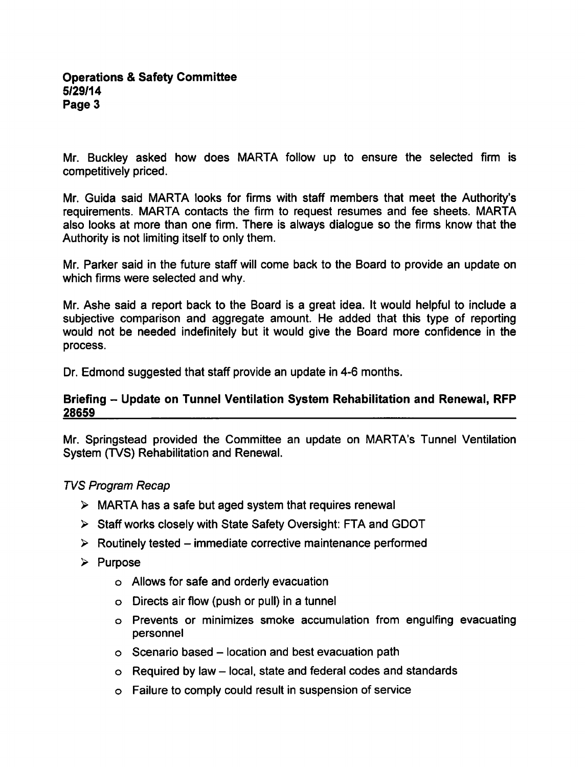Mr. Buckley asked how does MARTA follow up to ensure the selected firm is competitively priced.

Mr. Guida said MARTA looks for firms with staff members that meet the Authority's requirements. MARTA contacts the firm to request resumes and fee sheets. MARTA also looks at more than one firm. There is always dialogue so the firms know that the Authority is not limiting itself to only them.

Mr. Parker said in the future staff will come back to the Board to provide an update on which firms were selected and why.

Mr. Ashe said a report back to the Board is a great idea. It would helpful to include a subjective comparison and aggregate amount. He added that this type of reporting would not be needed indefinitely but it would give the Board more confidence in the process.

Dr. Edmond suggested that staff provide an update in 4-6 months.

**Briefing – Update on Tunnel Ventilation System Rehabilitation and Renewal, RFP 28659**

Mr. Springstead provided the Committee an update on MARTA's Tunnel Ventilation System (TVS) Rehabilitation and Renewal.

*TVS Program Recap*

- MARTA has a safe but aged system that requires renewal
- Staff works closely with State Safety Oversight: FTA and GDOT
- Routinely tested – immediate corrective maintenance performed
- Purpose
  - Allows for safe and orderly evacuation
  - Directs air flow (push or pull) in a tunnel
  - Prevents or minimizes smoke accumulation from engulfing evacuating personnel
  - Scenario based – location and best evacuation path
  - Required by law – local, state and federal codes and standards
  - Failure to comply could result in suspension of service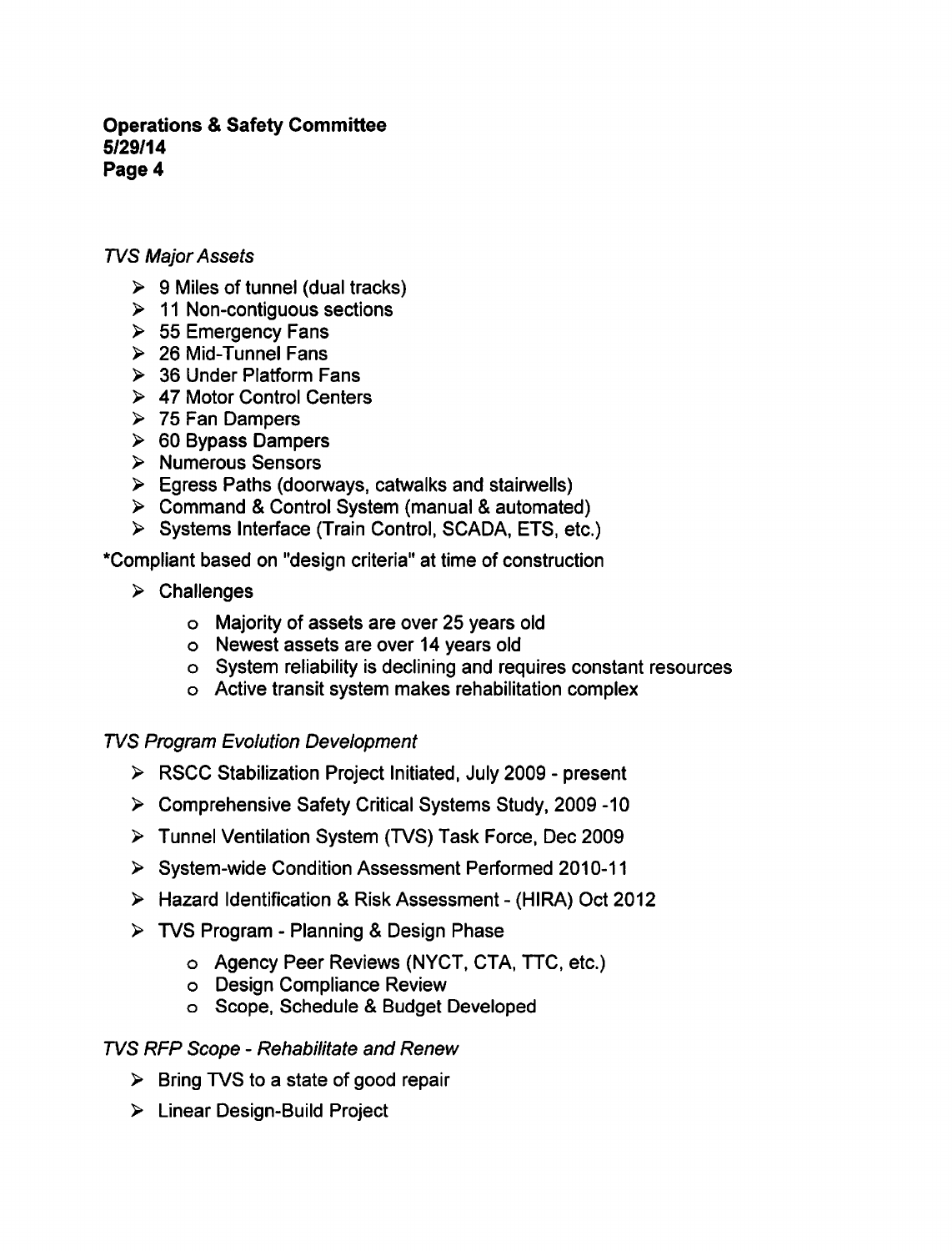*TVS Major Assets*

- 9 Miles of tunnel (dual tracks)
- 11 Non-contiguous sections
- 55 Emergency Fans
- 26 Mid-Tunnel Fans
- 36 Under Platform Fans
- 47 Motor Control Centers
- 75 Fan Dampers
- 60 Bypass Dampers
- Numerous Sensors
- Egress Paths (doorways, catwalks and stairwells)
- Command & Control System (manual & automated)
- Systems Interface (Train Control, SCADA, ETS, etc.)

*Compliant based on "design criteria" at time of construction

- Challenges
  - Majority of assets are over 25 years old
  - Newest assets are over 14 years old
  - System reliability is declining and requires constant resources
  - Active transit system makes rehabilitation complex

*TVS Program Evolution Development*

- RSCC Stabilization Project Initiated, July 2009 - present
- Comprehensive Safety Critical Systems Study, 2009 -10
- Tunnel Ventilation System (TVS) Task Force, Dec 2009
- System-wide Condition Assessment Performed 2010-11
- Hazard Identification & Risk Assessment - (HIRA) Oct 2012
- TVS Program - Planning & Design Phase
  - Agency Peer Reviews (NYCT, CTA, TTC, etc.)
  - Design Compliance Review
  - Scope, Schedule & Budget Developed

*TVS RFP Scope - Rehabilitate and Renew*

- Bring TVS to a state of good repair
- Linear Design-Build Project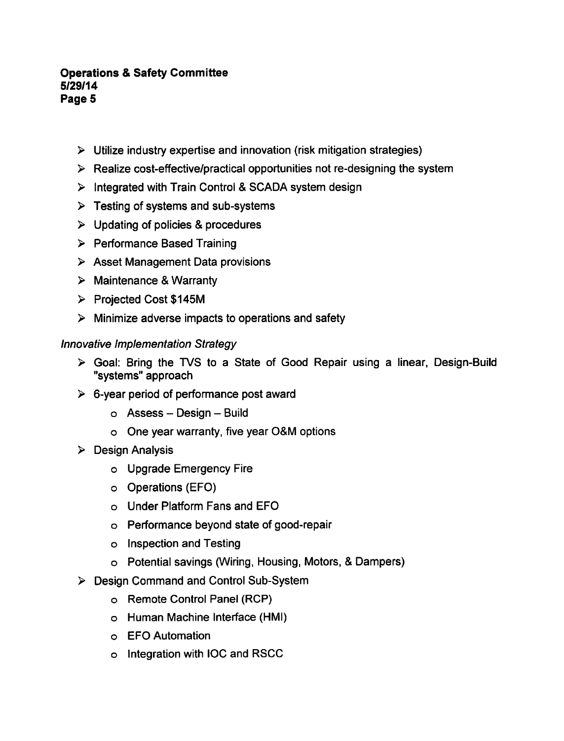- Utilize industry expertise and innovation (risk mitigation strategies)
- Realize cost-effective/practical opportunities not re-designing the system
- Integrated with Train Control & SCADA system design
- Testing of systems and sub-systems
- Updating of policies & procedures
- Performance Based Training
- Asset Management Data provisions
- Maintenance & Warranty
- Projected Cost $145M
- Minimize adverse impacts to operations and safety

*Innovative Implementation Strategy*

- Goal: Bring the TVS to a State of Good Repair using a linear, Design-Build "systems" approach
- 6-year period of performance post award
  - Assess – Design – Build
  - One year warranty, five year O&M options
- Design Analysis
  - Upgrade Emergency Fire
  - Operations (EFO)
  - Under Platform Fans and EFO
  - Performance beyond state of good-repair
  - Inspection and Testing
  - Potential savings (Wiring, Housing, Motors, & Dampers)
- Design Command and Control Sub-System
  - Remote Control Panel (RCP)
  - Human Machine Interface (HMI)
  - EFO Automation
  - Integration with IOC and RSCC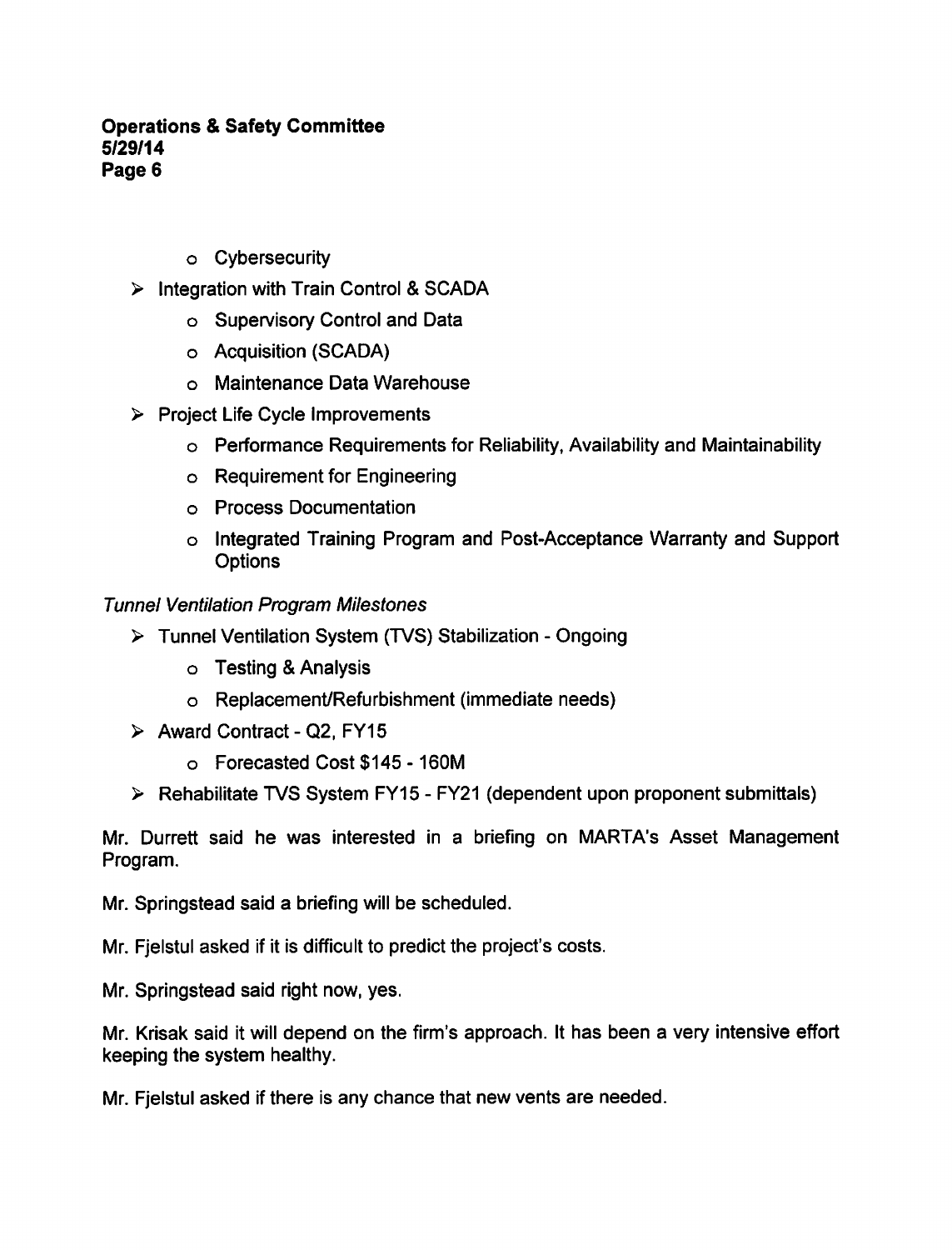- Cybersecurity
- Integration with Train Control & SCADA
  - Supervisory Control and Data
  - Acquisition (SCADA)
  - Maintenance Data Warehouse
- Project Life Cycle Improvements
  - Performance Requirements for Reliability, Availability and Maintainability
  - Requirement for Engineering
  - Process Documentation
  - Integrated Training Program and Post-Acceptance Warranty and Support Options

*Tunnel Ventilation Program Milestones*

- Tunnel Ventilation System (TVS) Stabilization - Ongoing
  - Testing & Analysis
  - Replacement/Refurbishment (immediate needs)
- Award Contract - Q2, FY15
  - Forecasted Cost $145 - 160M
- Rehabilitate TVS System FY15 - FY21 (dependent upon proponent submittals)

Mr. Durrett said he was interested in a briefing on MARTA's Asset Management Program.

Mr. Springstead said a briefing will be scheduled.

Mr. Fjelstul asked if it is difficult to predict the project's costs.

Mr. Springstead said right now, yes.

Mr. Krisak said it will depend on the firm's approach. It has been a very intensive effort keeping the system healthy.

Mr. Fjelstul asked if there is any chance that new vents are needed.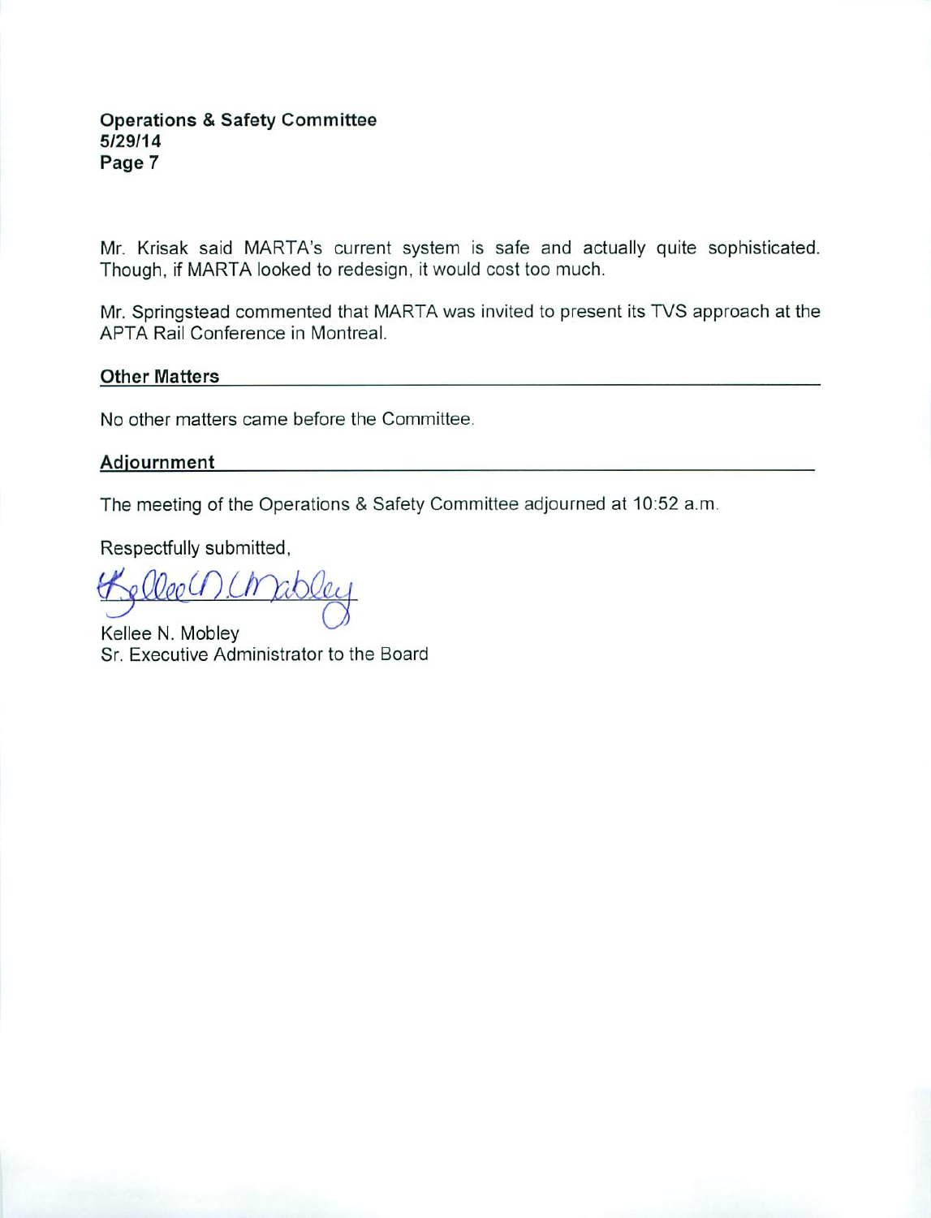Mr. Krisak said MARTA's current system is safe and actually quite sophisticated. Though, if MARTA looked to redesign, it would cost too much.

Mr. Springstead commented that MARTA was invited to present its TVS approach at the APTA Rail Conference in Montreal.

## Other Matters

No other matters came before the Committee.

## Adjournment

The meeting of the Operations & Safety Committee adjourned at 10:52 a.m.

Respectfully submitted,

Kellee N. Mobley
Sr. Executive Administrator to the Board